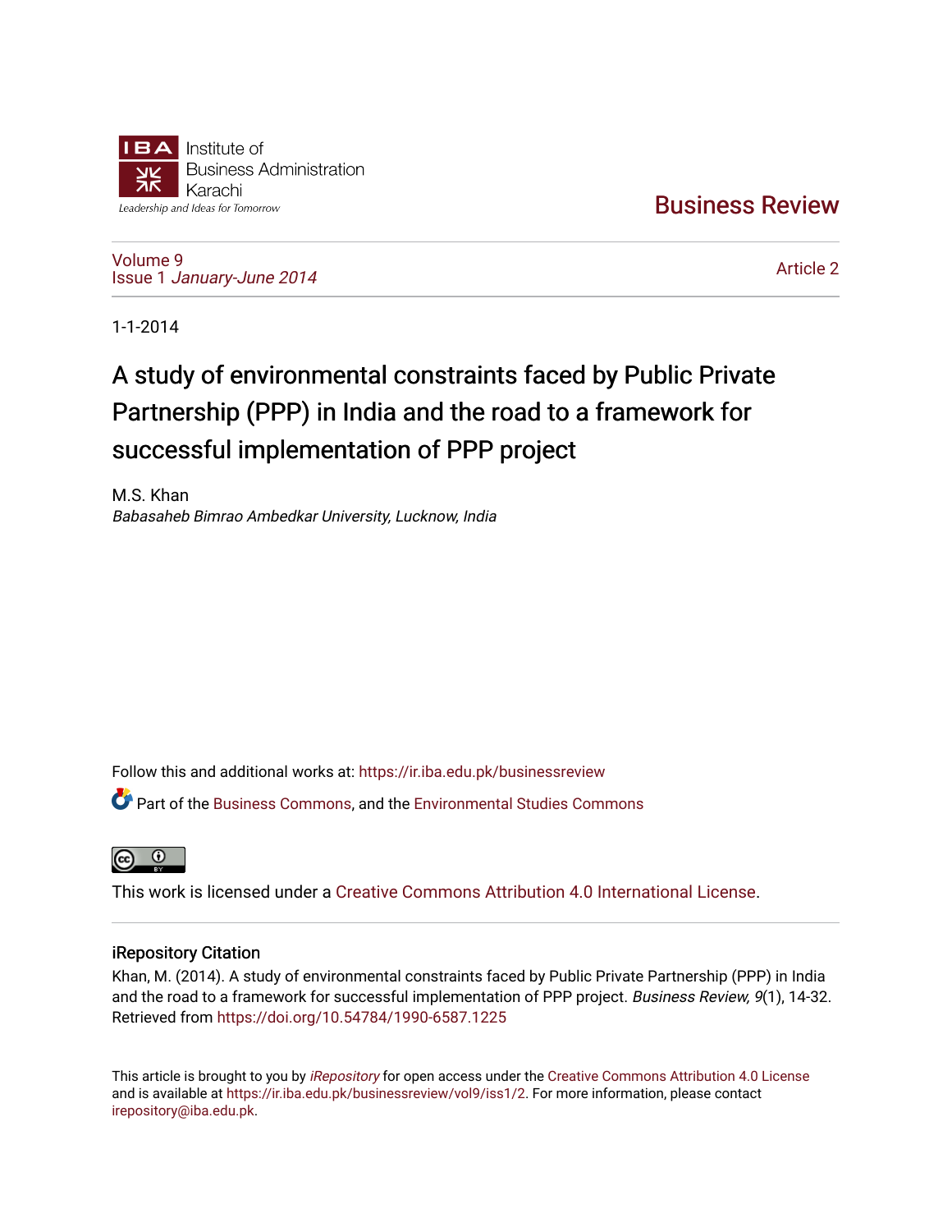Institute of Business Administration Karachi

Leadership and Ideas for Tomorrow

Business Review

Volume 9
Issue 1 *January-June 2014*

Article 2

1-1-2014

# A study of environmental constraints faced by Public Private Partnership (PPP) in India and the road to a framework for successful implementation of PPP project

M.S. Khan
*Babasaheb Bimrao Ambedkar University, Lucknow, India*

Follow this and additional works at: https://ir.iba.edu.pk/businessreview

Part of the Business Commons, and the Environmental Studies Commons

This work is licensed under a Creative Commons Attribution 4.0 International License.

## iRepository Citation

Khan, M. (2014). A study of environmental constraints faced by Public Private Partnership (PPP) in India and the road to a framework for successful implementation of PPP project. *Business Review, 9*(1), 14-32. Retrieved from https://doi.org/10.54784/1990-6587.1225

This article is brought to you by *iRepository* for open access under the Creative Commons Attribution 4.0 License and is available at https://ir.iba.edu.pk/businessreview/vol9/iss1/2. For more information, please contact irepository@iba.edu.pk.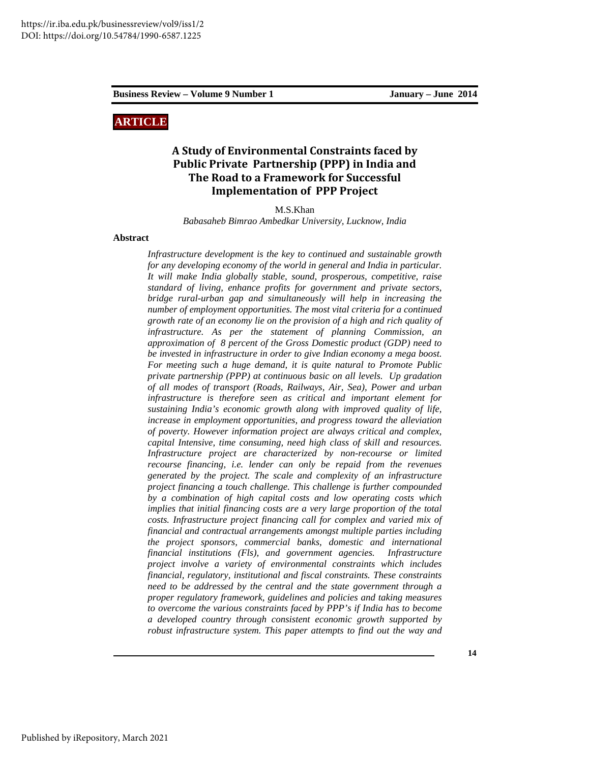ARTICLE

# A Study of Environmental Constraints faced by Public Private Partnership (PPP) in India and The Road to a Framework for Successful Implementation of PPP Project

M.S.Khan

*Babasaheb Bimrao Ambedkar University, Lucknow, India*

## Abstract

*Infrastructure development is the key to continued and sustainable growth for any developing economy of the world in general and India in particular. It will make India globally stable, sound, prosperous, competitive, raise standard of living, enhance profits for government and private sectors, bridge rural-urban gap and simultaneously will help in increasing the number of employment opportunities. The most vital criteria for a continued growth rate of an economy lie on the provision of a high and rich quality of infrastructure. As per the statement of planning Commission, an approximation of 8 percent of the Gross Domestic product (GDP) need to be invested in infrastructure in order to give Indian economy a mega boost. For meeting such a huge demand, it is quite natural to Promote Public private partnership (PPP) at continuous basic on all levels. Up gradation of all modes of transport (Roads, Railways, Air, Sea), Power and urban infrastructure is therefore seen as critical and important element for sustaining India's economic growth along with improved quality of life, increase in employment opportunities, and progress toward the alleviation of poverty. However information project are always critical and complex, capital Intensive, time consuming, need high class of skill and resources. Infrastructure project are characterized by non-recourse or limited recourse financing, i.e. lender can only be repaid from the revenues generated by the project. The scale and complexity of an infrastructure project financing a touch challenge. This challenge is further compounded by a combination of high capital costs and low operating costs which implies that initial financing costs are a very large proportion of the total costs. Infrastructure project financing call for complex and varied mix of financial and contractual arrangements amongst multiple parties including the project sponsors, commercial banks, domestic and international financial institutions (Fls), and government agencies. Infrastructure project involve a variety of environmental constraints which includes financial, regulatory, institutional and fiscal constraints. These constraints need to be addressed by the central and the state government through a proper regulatory framework, guidelines and policies and taking measures to overcome the various constraints faced by PPP's if India has to become a developed country through consistent economic growth supported by robust infrastructure system. This paper attempts to find out the way and*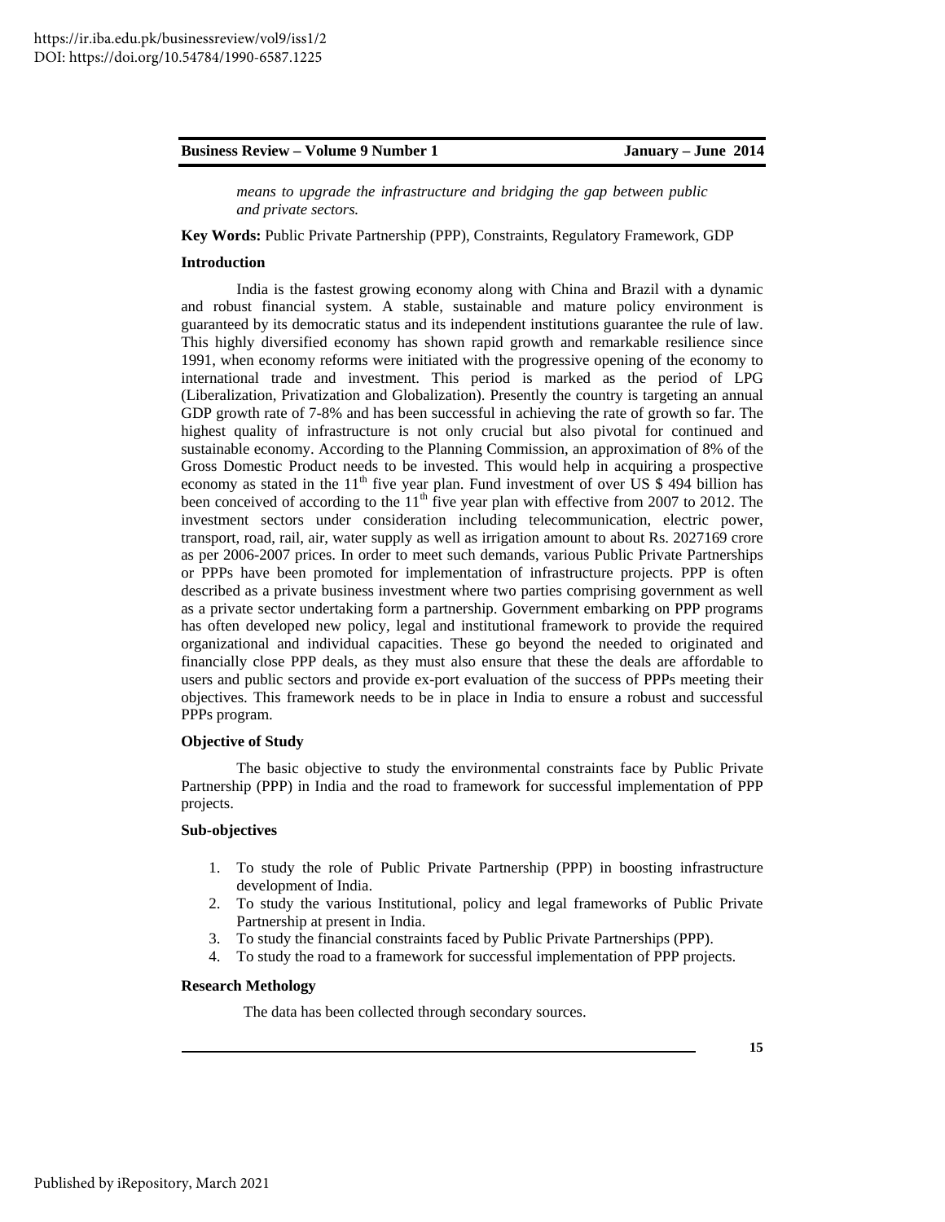*means to upgrade the infrastructure and bridging the gap between public and private sectors.*

**Key Words:** Public Private Partnership (PPP), Constraints, Regulatory Framework, GDP

## Introduction

India is the fastest growing economy along with China and Brazil with a dynamic and robust financial system. A stable, sustainable and mature policy environment is guaranteed by its democratic status and its independent institutions guarantee the rule of law. This highly diversified economy has shown rapid growth and remarkable resilience since 1991, when economy reforms were initiated with the progressive opening of the economy to international trade and investment. This period is marked as the period of LPG (Liberalization, Privatization and Globalization). Presently the country is targeting an annual GDP growth rate of 7-8% and has been successful in achieving the rate of growth so far. The highest quality of infrastructure is not only crucial but also pivotal for continued and sustainable economy. According to the Planning Commission, an approximation of 8% of the Gross Domestic Product needs to be invested. This would help in acquiring a prospective economy as stated in the 11th five year plan. Fund investment of over US $ 494 billion has been conceived of according to the 11th five year plan with effective from 2007 to 2012. The investment sectors under consideration including telecommunication, electric power, transport, road, rail, air, water supply as well as irrigation amount to about Rs. 2027169 crore as per 2006-2007 prices. In order to meet such demands, various Public Private Partnerships or PPPs have been promoted for implementation of infrastructure projects. PPP is often described as a private business investment where two parties comprising government as well as a private sector undertaking form a partnership. Government embarking on PPP programs has often developed new policy, legal and institutional framework to provide the required organizational and individual capacities. These go beyond the needed to originated and financially close PPP deals, as they must also ensure that these the deals are affordable to users and public sectors and provide ex-port evaluation of the success of PPPs meeting their objectives. This framework needs to be in place in India to ensure a robust and successful PPPs program.

## Objective of Study

The basic objective to study the environmental constraints face by Public Private Partnership (PPP) in India and the road to framework for successful implementation of PPP projects.

## Sub-objectives

1. To study the role of Public Private Partnership (PPP) in boosting infrastructure development of India.
2. To study the various Institutional, policy and legal frameworks of Public Private Partnership at present in India.
3. To study the financial constraints faced by Public Private Partnerships (PPP).
4. To study the road to a framework for successful implementation of PPP projects.

## Research Methology

The data has been collected through secondary sources.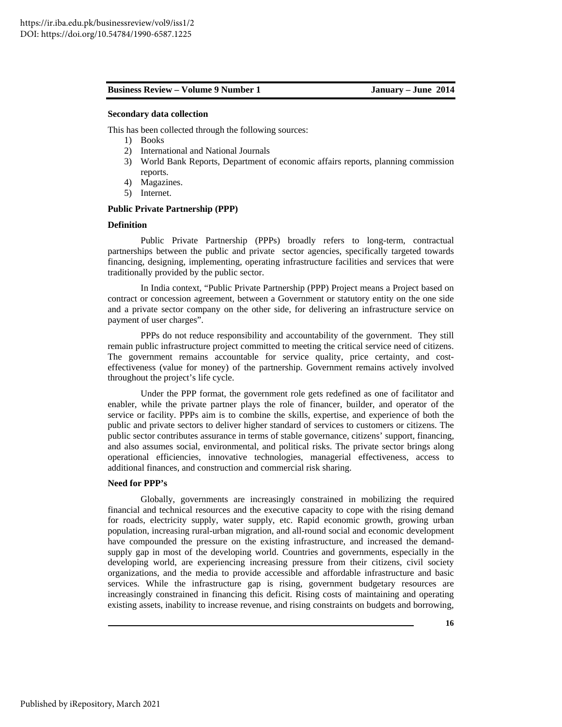**Secondary data collection**

This has been collected through the following sources:

1) Books
2) International and National Journals
3) World Bank Reports, Department of economic affairs reports, planning commission reports.
4) Magazines.
5) Internet.

**Public Private Partnership (PPP)**

**Definition**

Public Private Partnership (PPPs) broadly refers to long-term, contractual partnerships between the public and private sector agencies, specifically targeted towards financing, designing, implementing, operating infrastructure facilities and services that were traditionally provided by the public sector.

In India context, "Public Private Partnership (PPP) Project means a Project based on contract or concession agreement, between a Government or statutory entity on the one side and a private sector company on the other side, for delivering an infrastructure service on payment of user charges".

PPPs do not reduce responsibility and accountability of the government. They still remain public infrastructure project committed to meeting the critical service need of citizens. The government remains accountable for service quality, price certainty, and cost-effectiveness (value for money) of the partnership. Government remains actively involved throughout the project's life cycle.

Under the PPP format, the government role gets redefined as one of facilitator and enabler, while the private partner plays the role of financer, builder, and operator of the service or facility. PPPs aim is to combine the skills, expertise, and experience of both the public and private sectors to deliver higher standard of services to customers or citizens. The public sector contributes assurance in terms of stable governance, citizens' support, financing, and also assumes social, environmental, and political risks. The private sector brings along operational efficiencies, innovative technologies, managerial effectiveness, access to additional finances, and construction and commercial risk sharing.

**Need for PPP's**

Globally, governments are increasingly constrained in mobilizing the required financial and technical resources and the executive capacity to cope with the rising demand for roads, electricity supply, water supply, etc. Rapid economic growth, growing urban population, increasing rural-urban migration, and all-round social and economic development have compounded the pressure on the existing infrastructure, and increased the demand-supply gap in most of the developing world. Countries and governments, especially in the developing world, are experiencing increasing pressure from their citizens, civil society organizations, and the media to provide accessible and affordable infrastructure and basic services. While the infrastructure gap is rising, government budgetary resources are increasingly constrained in financing this deficit. Rising costs of maintaining and operating existing assets, inability to increase revenue, and rising constraints on budgets and borrowing,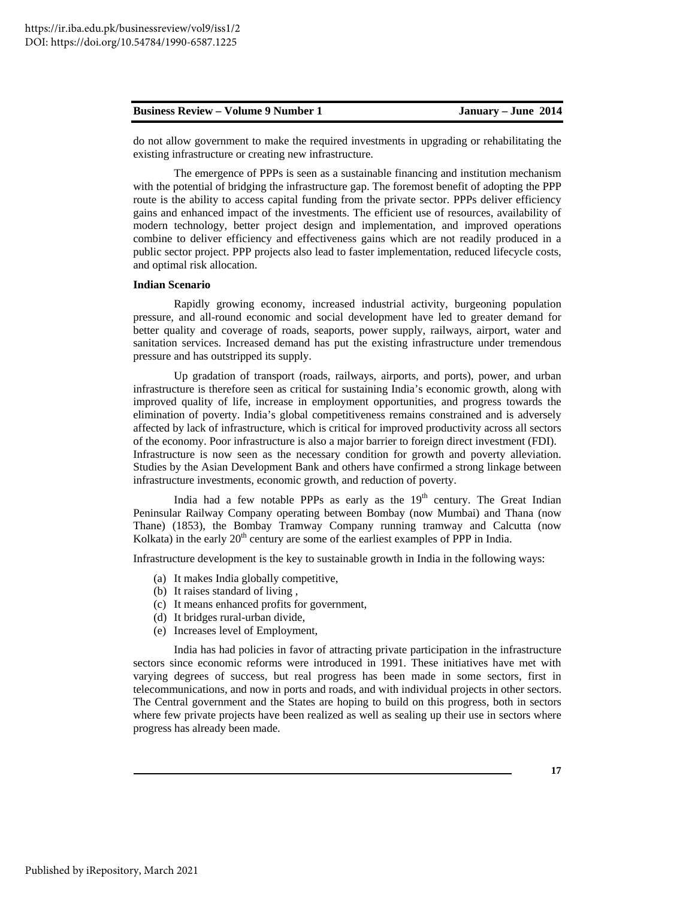do not allow government to make the required investments in upgrading or rehabilitating the existing infrastructure or creating new infrastructure.

The emergence of PPPs is seen as a sustainable financing and institution mechanism with the potential of bridging the infrastructure gap. The foremost benefit of adopting the PPP route is the ability to access capital funding from the private sector. PPPs deliver efficiency gains and enhanced impact of the investments. The efficient use of resources, availability of modern technology, better project design and implementation, and improved operations combine to deliver efficiency and effectiveness gains which are not readily produced in a public sector project. PPP projects also lead to faster implementation, reduced lifecycle costs, and optimal risk allocation.

**Indian Scenario**

Rapidly growing economy, increased industrial activity, burgeoning population pressure, and all-round economic and social development have led to greater demand for better quality and coverage of roads, seaports, power supply, railways, airport, water and sanitation services. Increased demand has put the existing infrastructure under tremendous pressure and has outstripped its supply.

Up gradation of transport (roads, railways, airports, and ports), power, and urban infrastructure is therefore seen as critical for sustaining India's economic growth, along with improved quality of life, increase in employment opportunities, and progress towards the elimination of poverty. India's global competitiveness remains constrained and is adversely affected by lack of infrastructure, which is critical for improved productivity across all sectors of the economy. Poor infrastructure is also a major barrier to foreign direct investment (FDI). Infrastructure is now seen as the necessary condition for growth and poverty alleviation. Studies by the Asian Development Bank and others have confirmed a strong linkage between infrastructure investments, economic growth, and reduction of poverty.

India had a few notable PPPs as early as the 19th century. The Great Indian Peninsular Railway Company operating between Bombay (now Mumbai) and Thana (now Thane) (1853), the Bombay Tramway Company running tramway and Calcutta (now Kolkata) in the early 20th century are some of the earliest examples of PPP in India.

Infrastructure development is the key to sustainable growth in India in the following ways:

(a) It makes India globally competitive,
(b) It raises standard of living ,
(c) It means enhanced profits for government,
(d) It bridges rural-urban divide,
(e) Increases level of Employment,

India has had policies in favor of attracting private participation in the infrastructure sectors since economic reforms were introduced in 1991. These initiatives have met with varying degrees of success, but real progress has been made in some sectors, first in telecommunications, and now in ports and roads, and with individual projects in other sectors. The Central government and the States are hoping to build on this progress, both in sectors where few private projects have been realized as well as sealing up their use in sectors where progress has already been made.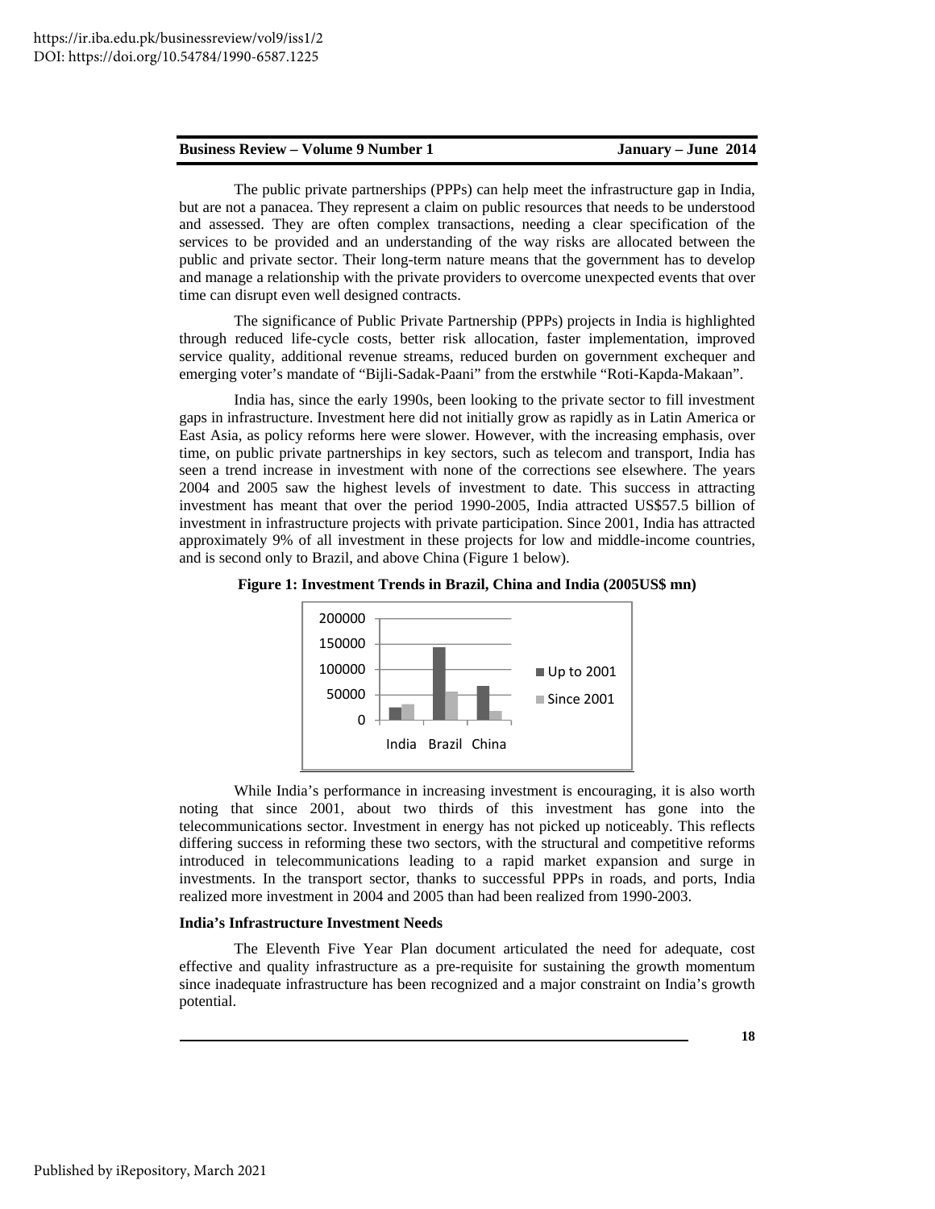The public private partnerships (PPPs) can help meet the infrastructure gap in India, but are not a panacea. They represent a claim on public resources that needs to be understood and assessed. They are often complex transactions, needing a clear specification of the services to be provided and an understanding of the way risks are allocated between the public and private sector. Their long-term nature means that the government has to develop and manage a relationship with the private providers to overcome unexpected events that over time can disrupt even well designed contracts.

The significance of Public Private Partnership (PPPs) projects in India is highlighted through reduced life-cycle costs, better risk allocation, faster implementation, improved service quality, additional revenue streams, reduced burden on government exchequer and emerging voter's mandate of "Bijli-Sadak-Paani" from the erstwhile "Roti-Kapda-Makaan".

India has, since the early 1990s, been looking to the private sector to fill investment gaps in infrastructure. Investment here did not initially grow as rapidly as in Latin America or East Asia, as policy reforms here were slower. However, with the increasing emphasis, over time, on public private partnerships in key sectors, such as telecom and transport, India has seen a trend increase in investment with none of the corrections see elsewhere. The years 2004 and 2005 saw the highest levels of investment to date. This success in attracting investment has meant that over the period 1990-2005, India attracted US$57.5 billion of investment in infrastructure projects with private participation. Since 2001, India has attracted approximately 9% of all investment in these projects for low and middle-income countries, and is second only to Brazil, and above China (Figure 1 below).

**Figure 1: Investment Trends in Brazil, China and India (2005US$ mn)**

While India's performance in increasing investment is encouraging, it is also worth noting that since 2001, about two thirds of this investment has gone into the telecommunications sector. Investment in energy has not picked up noticeably. This reflects differing success in reforming these two sectors, with the structural and competitive reforms introduced in telecommunications leading to a rapid market expansion and surge in investments. In the transport sector, thanks to successful PPPs in roads, and ports, India realized more investment in 2004 and 2005 than had been realized from 1990-2003.

## India's Infrastructure Investment Needs

The Eleventh Five Year Plan document articulated the need for adequate, cost effective and quality infrastructure as a pre-requisite for sustaining the growth momentum since inadequate infrastructure has been recognized and a major constraint on India's growth potential.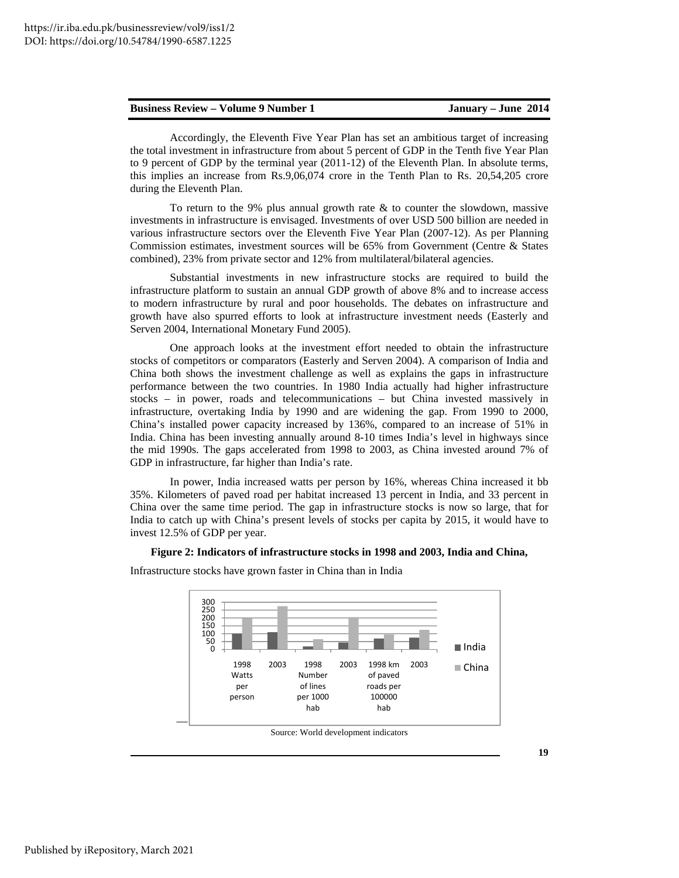Accordingly, the Eleventh Five Year Plan has set an ambitious target of increasing the total investment in infrastructure from about 5 percent of GDP in the Tenth five Year Plan to 9 percent of GDP by the terminal year (2011-12) of the Eleventh Plan. In absolute terms, this implies an increase from Rs.9,06,074 crore in the Tenth Plan to Rs. 20,54,205 crore during the Eleventh Plan.

To return to the 9% plus annual growth rate & to counter the slowdown, massive investments in infrastructure is envisaged. Investments of over USD 500 billion are needed in various infrastructure sectors over the Eleventh Five Year Plan (2007-12). As per Planning Commission estimates, investment sources will be 65% from Government (Centre & States combined), 23% from private sector and 12% from multilateral/bilateral agencies.

Substantial investments in new infrastructure stocks are required to build the infrastructure platform to sustain an annual GDP growth of above 8% and to increase access to modern infrastructure by rural and poor households. The debates on infrastructure and growth have also spurred efforts to look at infrastructure investment needs (Easterly and Serven 2004, International Monetary Fund 2005).

One approach looks at the investment effort needed to obtain the infrastructure stocks of competitors or comparators (Easterly and Serven 2004). A comparison of India and China both shows the investment challenge as well as explains the gaps in infrastructure performance between the two countries. In 1980 India actually had higher infrastructure stocks – in power, roads and telecommunications – but China invested massively in infrastructure, overtaking India by 1990 and are widening the gap. From 1990 to 2000, China's installed power capacity increased by 136%, compared to an increase of 51% in India. China has been investing annually around 8-10 times India's level in highways since the mid 1990s. The gaps accelerated from 1998 to 2003, as China invested around 7% of GDP in infrastructure, far higher than India's rate.

In power, India increased watts per person by 16%, whereas China increased it bb 35%. Kilometers of paved road per habitat increased 13 percent in India, and 33 percent in China over the same time period. The gap in infrastructure stocks is now so large, that for India to catch up with China's present levels of stocks per capita by 2015, it would have to invest 12.5% of GDP per year.

**Figure 2: Indicators of infrastructure stocks in 1998 and 2003, India and China,**

Infrastructure stocks have grown faster in China than in India

Source: World development indicators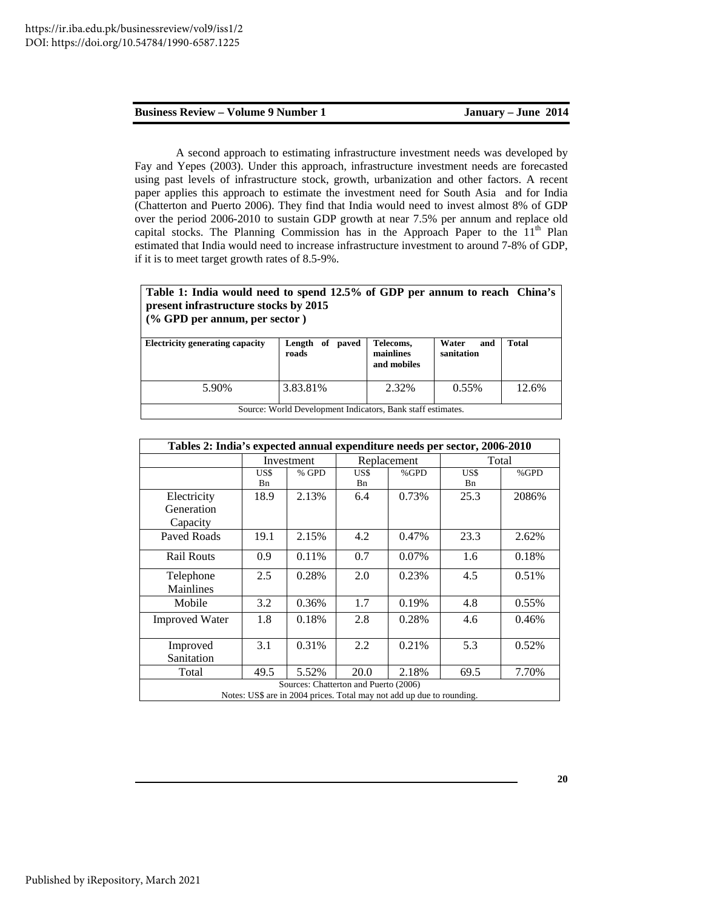A second approach to estimating infrastructure investment needs was developed by Fay and Yepes (2003). Under this approach, infrastructure investment needs are forecasted using past levels of infrastructure stock, growth, urbanization and other factors. A recent paper applies this approach to estimate the investment need for South Asia and for India (Chatterton and Puerto 2006). They find that India would need to invest almost 8% of GDP over the period 2006-2010 to sustain GDP growth at near 7.5% per annum and replace old capital stocks. The Planning Commission has in the Approach Paper to the 11th Plan estimated that India would need to increase infrastructure investment to around 7-8% of GDP, if it is to meet target growth rates of 8.5-9%.

**Table 1: India would need to spend 12.5% of GDP per annum to reach China's present infrastructure stocks by 2015**
**(% GPD per annum, per sector )**

| Electricity generating capacity | Length of paved roads | Telecoms, mainlines and mobiles | Water and sanitation | Total |
|---|---|---|---|---|
| 5.90% | 3.83.81% | 2.32% | 0.55% | 12.6% |

Source: World Development Indicators, Bank staff estimates.

**Tables 2: India's expected annual expenditure needs per sector, 2006-2010**

| | Investment | | Replacement | | Total | |
|---|---|---|---|---|---|---|
| | US$ Bn | % GPD | US$ Bn | %GPD | US$ Bn | %GPD |
| Electricity Generation Capacity | 18.9 | 2.13% | 6.4 | 0.73% | 25.3 | 2086% |
| Paved Roads | 19.1 | 2.15% | 4.2 | 0.47% | 23.3 | 2.62% |
| Rail Routs | 0.9 | 0.11% | 0.7 | 0.07% | 1.6 | 0.18% |
| Telephone Mainlines | 2.5 | 0.28% | 2.0 | 0.23% | 4.5 | 0.51% |
| Mobile | 3.2 | 0.36% | 1.7 | 0.19% | 4.8 | 0.55% |
| Improved Water | 1.8 | 0.18% | 2.8 | 0.28% | 4.6 | 0.46% |
| Improved Sanitation | 3.1 | 0.31% | 2.2 | 0.21% | 5.3 | 0.52% |
| Total | 49.5 | 5.52% | 20.0 | 2.18% | 69.5 | 7.70% |

Sources: Chatterton and Puerto (2006)
Notes: US$ are in 2004 prices. Total may not add up due to rounding.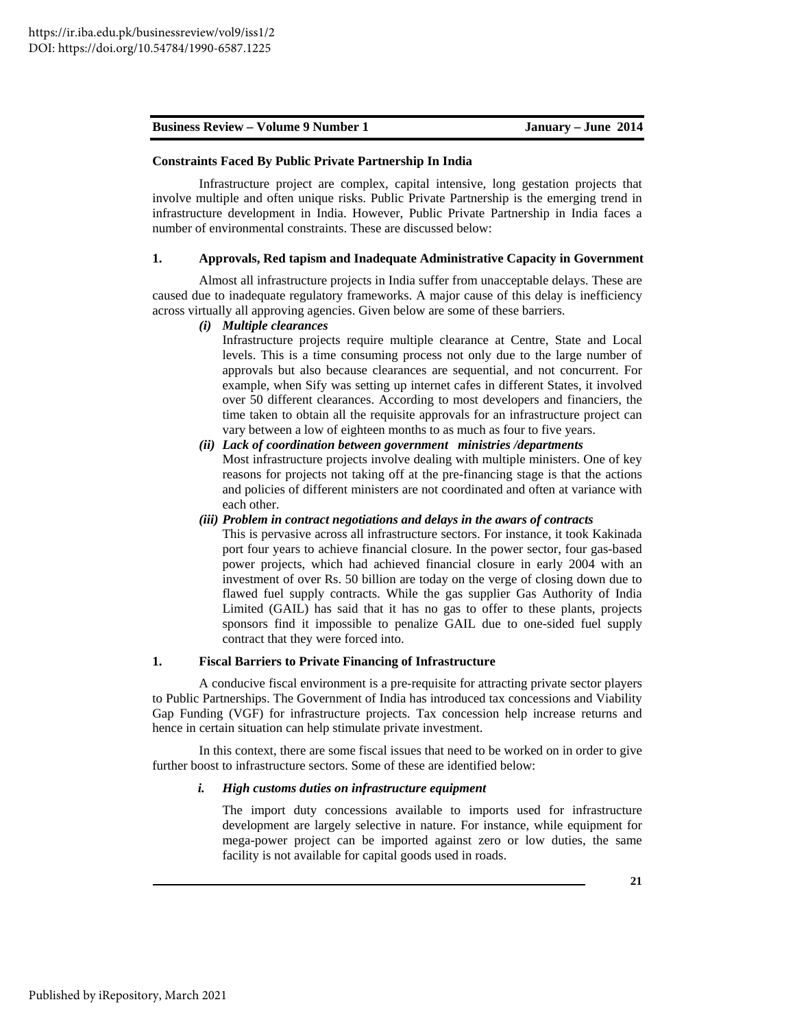## Constraints Faced By Public Private Partnership In India

Infrastructure project are complex, capital intensive, long gestation projects that involve multiple and often unique risks. Public Private Partnership is the emerging trend in infrastructure development in India. However, Public Private Partnership in India faces a number of environmental constraints. These are discussed below:

### 1. Approvals, Red tapism and Inadequate Administrative Capacity in Government

Almost all infrastructure projects in India suffer from unacceptable delays. These are caused due to inadequate regulatory frameworks. A major cause of this delay is inefficiency across virtually all approving agencies. Given below are some of these barriers.

***(i) Multiple clearances***

Infrastructure projects require multiple clearance at Centre, State and Local levels. This is a time consuming process not only due to the large number of approvals but also because clearances are sequential, and not concurrent. For example, when Sify was setting up internet cafes in different States, it involved over 50 different clearances. According to most developers and financiers, the time taken to obtain all the requisite approvals for an infrastructure project can vary between a low of eighteen months to as much as four to five years.

***(ii) Lack of coordination between government ministries /departments***

Most infrastructure projects involve dealing with multiple ministers. One of key reasons for projects not taking off at the pre-financing stage is that the actions and policies of different ministers are not coordinated and often at variance with each other.

***(iii) Problem in contract negotiations and delays in the awars of contracts***

This is pervasive across all infrastructure sectors. For instance, it took Kakinada port four years to achieve financial closure. In the power sector, four gas-based power projects, which had achieved financial closure in early 2004 with an investment of over Rs. 50 billion are today on the verge of closing down due to flawed fuel supply contracts. While the gas supplier Gas Authority of India Limited (GAIL) has said that it has no gas to offer to these plants, projects sponsors find it impossible to penalize GAIL due to one-sided fuel supply contract that they were forced into.

### 1. Fiscal Barriers to Private Financing of Infrastructure

A conducive fiscal environment is a pre-requisite for attracting private sector players to Public Partnerships. The Government of India has introduced tax concessions and Viability Gap Funding (VGF) for infrastructure projects. Tax concession help increase returns and hence in certain situation can help stimulate private investment.

In this context, there are some fiscal issues that need to be worked on in order to give further boost to infrastructure sectors. Some of these are identified below:

***i. High customs duties on infrastructure equipment***

The import duty concessions available to imports used for infrastructure development are largely selective in nature. For instance, while equipment for mega-power project can be imported against zero or low duties, the same facility is not available for capital goods used in roads.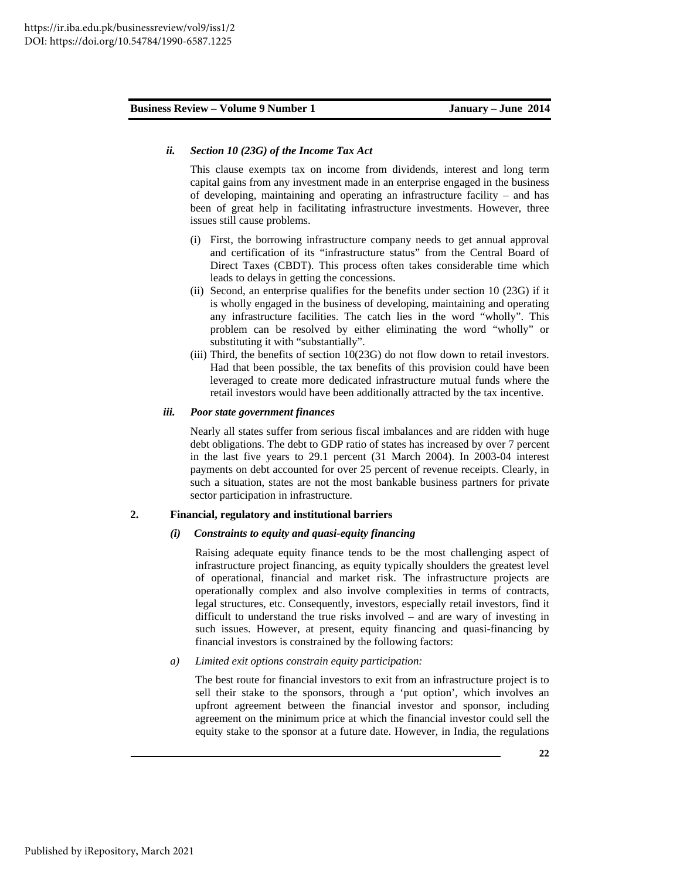***ii. Section 10 (23G) of the Income Tax Act***

This clause exempts tax on income from dividends, interest and long term capital gains from any investment made in an enterprise engaged in the business of developing, maintaining and operating an infrastructure facility – and has been of great help in facilitating infrastructure investments. However, three issues still cause problems.

(i) First, the borrowing infrastructure company needs to get annual approval and certification of its "infrastructure status" from the Central Board of Direct Taxes (CBDT). This process often takes considerable time which leads to delays in getting the concessions.

(ii) Second, an enterprise qualifies for the benefits under section 10 (23G) if it is wholly engaged in the business of developing, maintaining and operating any infrastructure facilities. The catch lies in the word "wholly". This problem can be resolved by either eliminating the word "wholly" or substituting it with "substantially".

(iii) Third, the benefits of section 10(23G) do not flow down to retail investors. Had that been possible, the tax benefits of this provision could have been leveraged to create more dedicated infrastructure mutual funds where the retail investors would have been additionally attracted by the tax incentive.

***iii. Poor state government finances***

Nearly all states suffer from serious fiscal imbalances and are ridden with huge debt obligations. The debt to GDP ratio of states has increased by over 7 percent in the last five years to 29.1 percent (31 March 2004). In 2003-04 interest payments on debt accounted for over 25 percent of revenue receipts. Clearly, in such a situation, states are not the most bankable business partners for private sector participation in infrastructure.

**2. Financial, regulatory and institutional barriers**

***(i) Constraints to equity and quasi-equity financing***

Raising adequate equity finance tends to be the most challenging aspect of infrastructure project financing, as equity typically shoulders the greatest level of operational, financial and market risk. The infrastructure projects are operationally complex and also involve complexities in terms of contracts, legal structures, etc. Consequently, investors, especially retail investors, find it difficult to understand the true risks involved – and are wary of investing in such issues. However, at present, equity financing and quasi-financing by financial investors is constrained by the following factors:

*a) Limited exit options constrain equity participation:*

The best route for financial investors to exit from an infrastructure project is to sell their stake to the sponsors, through a 'put option', which involves an upfront agreement between the financial investor and sponsor, including agreement on the minimum price at which the financial investor could sell the equity stake to the sponsor at a future date. However, in India, the regulations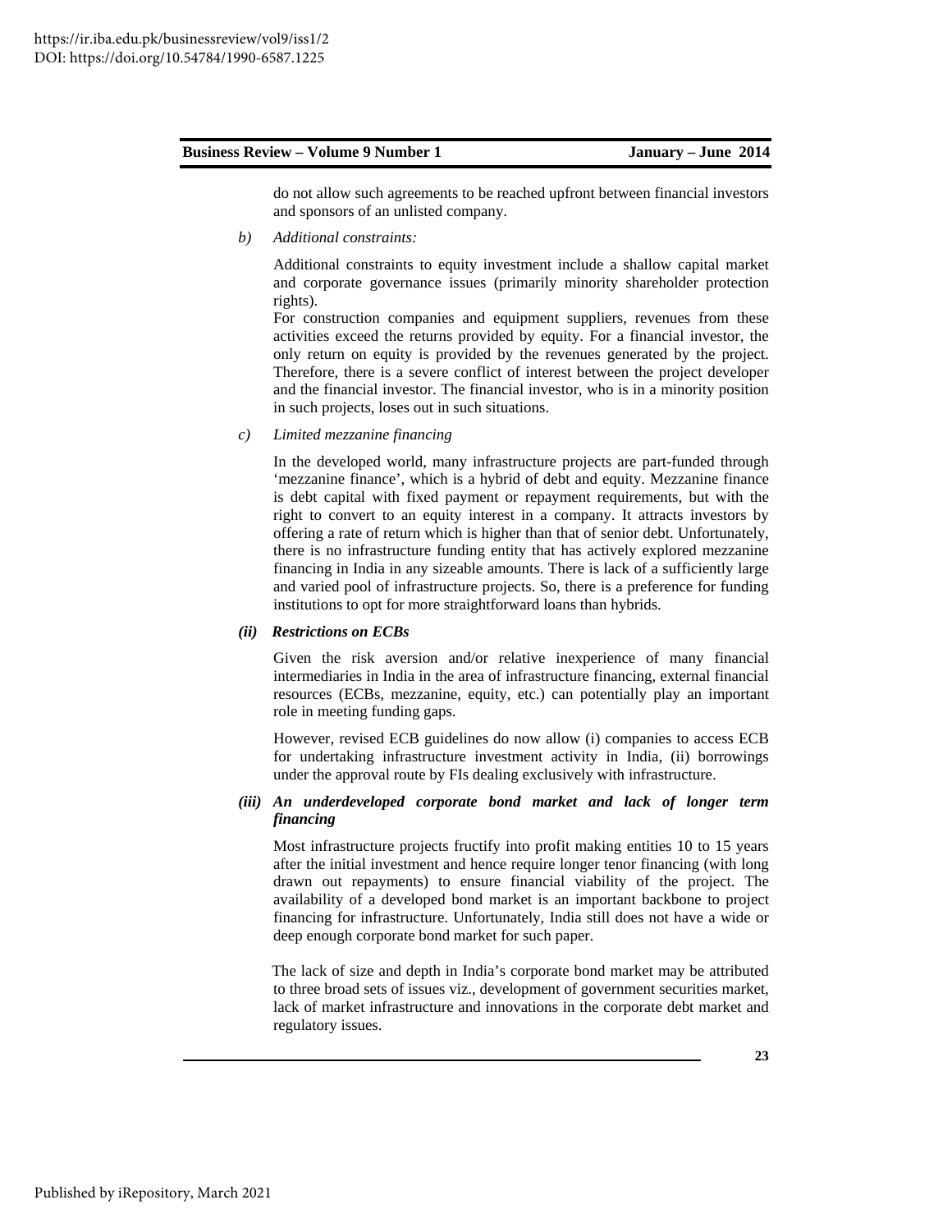do not allow such agreements to be reached upfront between financial investors and sponsors of an unlisted company.

*b) Additional constraints:*

Additional constraints to equity investment include a shallow capital market and corporate governance issues (primarily minority shareholder protection rights).

For construction companies and equipment suppliers, revenues from these activities exceed the returns provided by equity. For a financial investor, the only return on equity is provided by the revenues generated by the project. Therefore, there is a severe conflict of interest between the project developer and the financial investor. The financial investor, who is in a minority position in such projects, loses out in such situations.

*c) Limited mezzanine financing*

In the developed world, many infrastructure projects are part-funded through 'mezzanine finance', which is a hybrid of debt and equity. Mezzanine finance is debt capital with fixed payment or repayment requirements, but with the right to convert to an equity interest in a company. It attracts investors by offering a rate of return which is higher than that of senior debt. Unfortunately, there is no infrastructure funding entity that has actively explored mezzanine financing in India in any sizeable amounts. There is lack of a sufficiently large and varied pool of infrastructure projects. So, there is a preference for funding institutions to opt for more straightforward loans than hybrids.

***(ii) Restrictions on ECBs***

Given the risk aversion and/or relative inexperience of many financial intermediaries in India in the area of infrastructure financing, external financial resources (ECBs, mezzanine, equity, etc.) can potentially play an important role in meeting funding gaps.

However, revised ECB guidelines do now allow (i) companies to access ECB for undertaking infrastructure investment activity in India, (ii) borrowings under the approval route by FIs dealing exclusively with infrastructure.

***(iii) An underdeveloped corporate bond market and lack of longer term financing***

Most infrastructure projects fructify into profit making entities 10 to 15 years after the initial investment and hence require longer tenor financing (with long drawn out repayments) to ensure financial viability of the project. The availability of a developed bond market is an important backbone to project financing for infrastructure. Unfortunately, India still does not have a wide or deep enough corporate bond market for such paper.

The lack of size and depth in India's corporate bond market may be attributed to three broad sets of issues viz., development of government securities market, lack of market infrastructure and innovations in the corporate debt market and regulatory issues.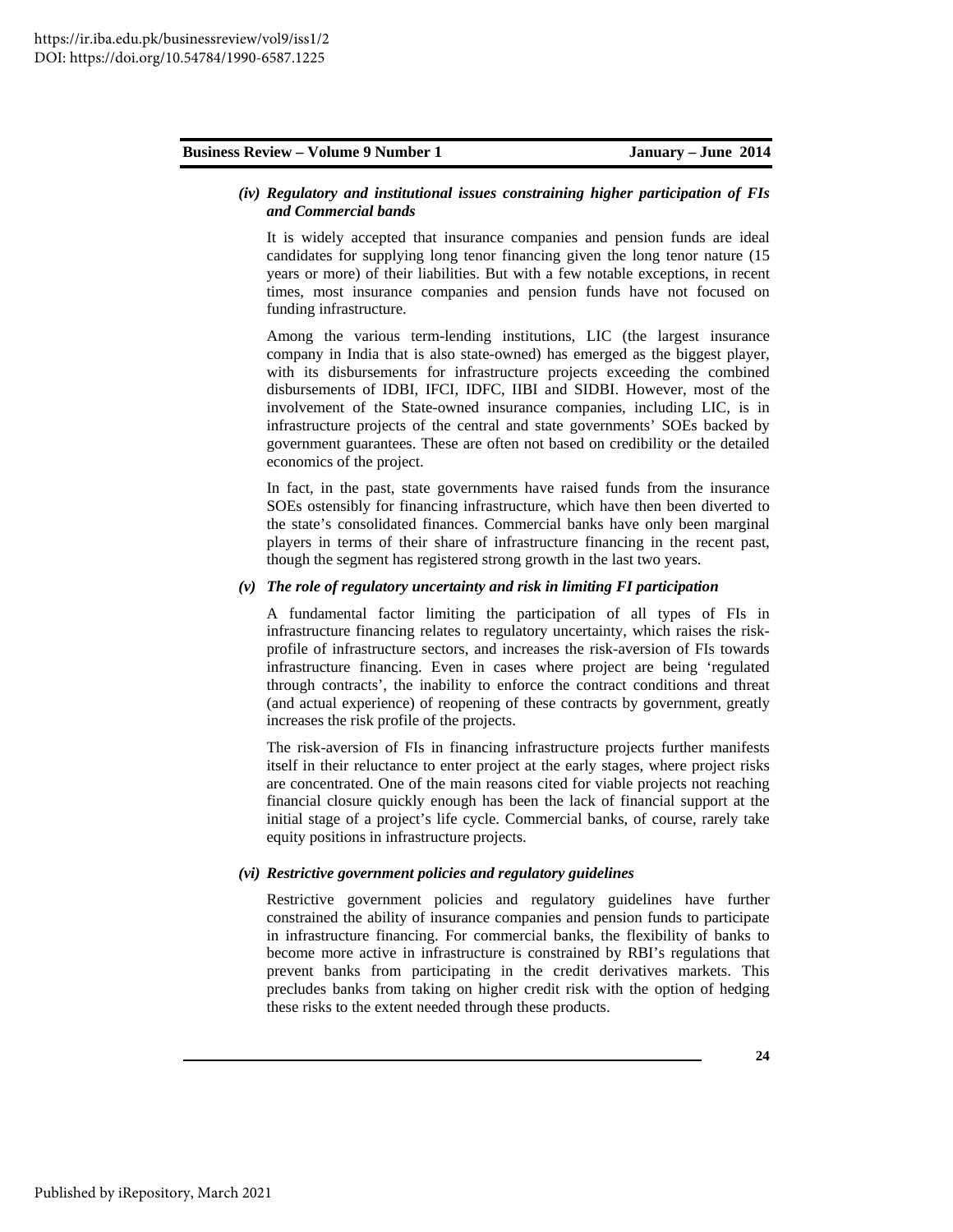### *(iv) Regulatory and institutional issues constraining higher participation of FIs and Commercial bands*

It is widely accepted that insurance companies and pension funds are ideal candidates for supplying long tenor financing given the long tenor nature (15 years or more) of their liabilities. But with a few notable exceptions, in recent times, most insurance companies and pension funds have not focused on funding infrastructure.

Among the various term-lending institutions, LIC (the largest insurance company in India that is also state-owned) has emerged as the biggest player, with its disbursements for infrastructure projects exceeding the combined disbursements of IDBI, IFCI, IDFC, IIBI and SIDBI. However, most of the involvement of the State-owned insurance companies, including LIC, is in infrastructure projects of the central and state governments' SOEs backed by government guarantees. These are often not based on credibility or the detailed economics of the project.

In fact, in the past, state governments have raised funds from the insurance SOEs ostensibly for financing infrastructure, which have then been diverted to the state's consolidated finances. Commercial banks have only been marginal players in terms of their share of infrastructure financing in the recent past, though the segment has registered strong growth in the last two years.

### *(v) The role of regulatory uncertainty and risk in limiting FI participation*

A fundamental factor limiting the participation of all types of FIs in infrastructure financing relates to regulatory uncertainty, which raises the risk-profile of infrastructure sectors, and increases the risk-aversion of FIs towards infrastructure financing. Even in cases where project are being 'regulated through contracts', the inability to enforce the contract conditions and threat (and actual experience) of reopening of these contracts by government, greatly increases the risk profile of the projects.

The risk-aversion of FIs in financing infrastructure projects further manifests itself in their reluctance to enter project at the early stages, where project risks are concentrated. One of the main reasons cited for viable projects not reaching financial closure quickly enough has been the lack of financial support at the initial stage of a project's life cycle. Commercial banks, of course, rarely take equity positions in infrastructure projects.

### *(vi) Restrictive government policies and regulatory guidelines*

Restrictive government policies and regulatory guidelines have further constrained the ability of insurance companies and pension funds to participate in infrastructure financing. For commercial banks, the flexibility of banks to become more active in infrastructure is constrained by RBI's regulations that prevent banks from participating in the credit derivatives markets. This precludes banks from taking on higher credit risk with the option of hedging these risks to the extent needed through these products.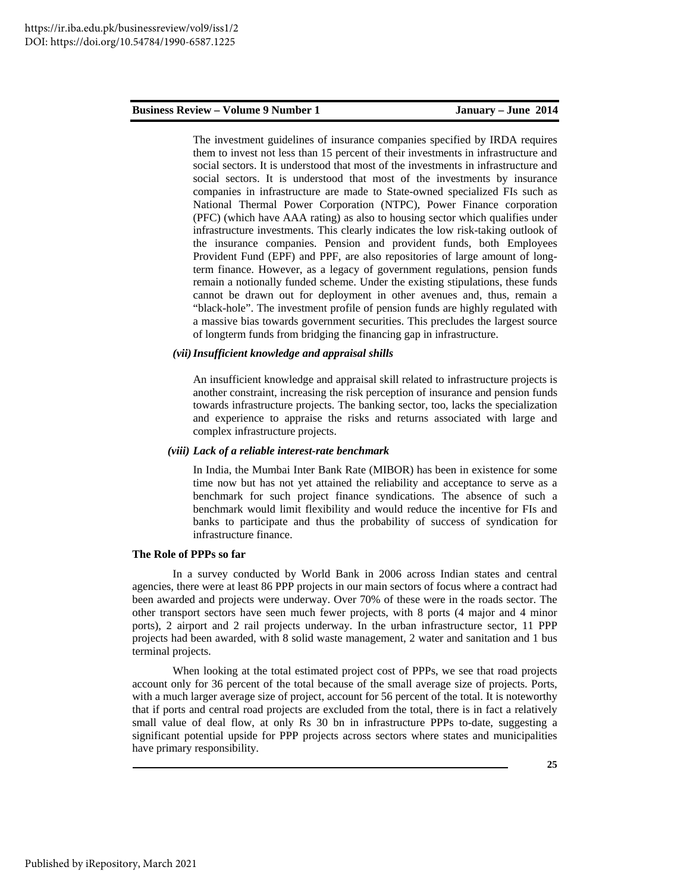The investment guidelines of insurance companies specified by IRDA requires them to invest not less than 15 percent of their investments in infrastructure and social sectors. It is understood that most of the investments in infrastructure and social sectors. It is understood that most of the investments by insurance companies in infrastructure are made to State-owned specialized FIs such as National Thermal Power Corporation (NTPC), Power Finance corporation (PFC) (which have AAA rating) as also to housing sector which qualifies under infrastructure investments. This clearly indicates the low risk-taking outlook of the insurance companies. Pension and provident funds, both Employees Provident Fund (EPF) and PPF, are also repositories of large amount of long-term finance. However, as a legacy of government regulations, pension funds remain a notionally funded scheme. Under the existing stipulations, these funds cannot be drawn out for deployment in other avenues and, thus, remain a "black-hole". The investment profile of pension funds are highly regulated with a massive bias towards government securities. This precludes the largest source of longterm funds from bridging the financing gap in infrastructure.

***(vii) Insufficient knowledge and appraisal shills***

An insufficient knowledge and appraisal skill related to infrastructure projects is another constraint, increasing the risk perception of insurance and pension funds towards infrastructure projects. The banking sector, too, lacks the specialization and experience to appraise the risks and returns associated with large and complex infrastructure projects.

***(viii) Lack of a reliable interest-rate benchmark***

In India, the Mumbai Inter Bank Rate (MIBOR) has been in existence for some time now but has not yet attained the reliability and acceptance to serve as a benchmark for such project finance syndications. The absence of such a benchmark would limit flexibility and would reduce the incentive for FIs and banks to participate and thus the probability of success of syndication for infrastructure finance.

**The Role of PPPs so far**

In a survey conducted by World Bank in 2006 across Indian states and central agencies, there were at least 86 PPP projects in our main sectors of focus where a contract had been awarded and projects were underway. Over 70% of these were in the roads sector. The other transport sectors have seen much fewer projects, with 8 ports (4 major and 4 minor ports), 2 airport and 2 rail projects underway. In the urban infrastructure sector, 11 PPP projects had been awarded, with 8 solid waste management, 2 water and sanitation and 1 bus terminal projects.

When looking at the total estimated project cost of PPPs, we see that road projects account only for 36 percent of the total because of the small average size of projects. Ports, with a much larger average size of project, account for 56 percent of the total. It is noteworthy that if ports and central road projects are excluded from the total, there is in fact a relatively small value of deal flow, at only Rs 30 bn in infrastructure PPPs to-date, suggesting a significant potential upside for PPP projects across sectors where states and municipalities have primary responsibility.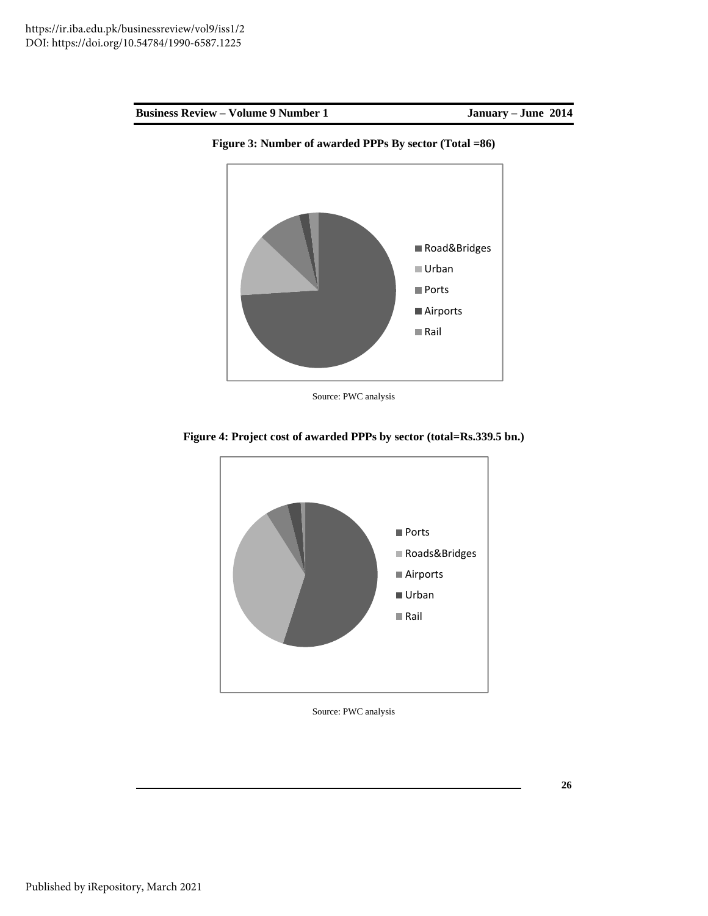**Figure 3: Number of awarded PPPs By sector (Total =86)**

Road&Bridges
Urban
Ports
Airports
Rail

Source: PWC analysis

**Figure 4: Project cost of awarded PPPs by sector (total=Rs.339.5 bn.)**

Ports
Roads&Bridges
Airports
Urban
Rail

Source: PWC analysis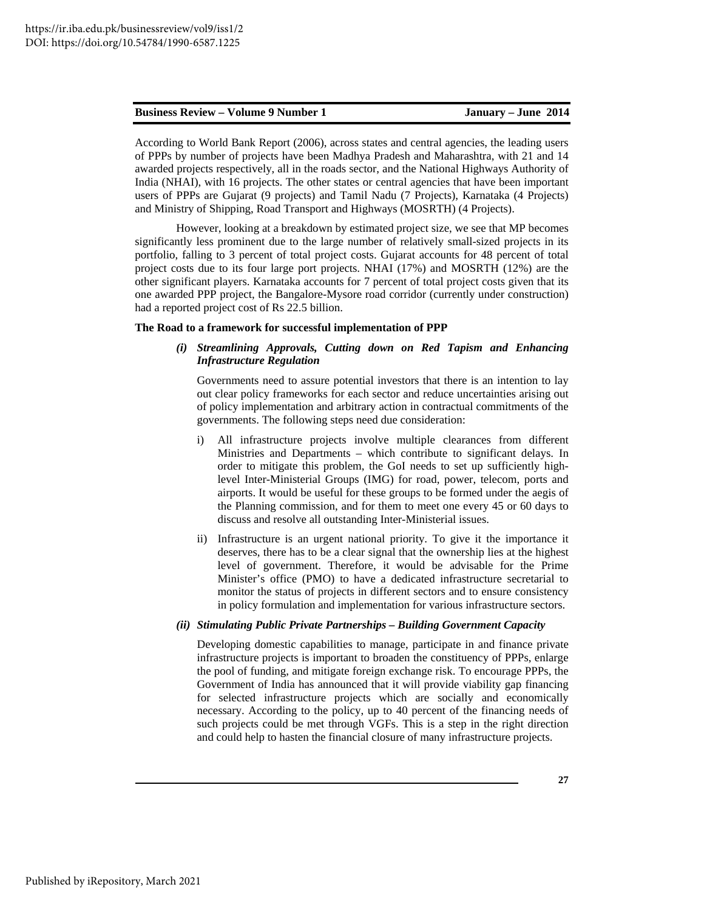According to World Bank Report (2006), across states and central agencies, the leading users of PPPs by number of projects have been Madhya Pradesh and Maharashtra, with 21 and 14 awarded projects respectively, all in the roads sector, and the National Highways Authority of India (NHAI), with 16 projects. The other states or central agencies that have been important users of PPPs are Gujarat (9 projects) and Tamil Nadu (7 Projects), Karnataka (4 Projects) and Ministry of Shipping, Road Transport and Highways (MOSRTH) (4 Projects).

However, looking at a breakdown by estimated project size, we see that MP becomes significantly less prominent due to the large number of relatively small-sized projects in its portfolio, falling to 3 percent of total project costs. Gujarat accounts for 48 percent of total project costs due to its four large port projects. NHAI (17%) and MOSRTH (12%) are the other significant players. Karnataka accounts for 7 percent of total project costs given that its one awarded PPP project, the Bangalore-Mysore road corridor (currently under construction) had a reported project cost of Rs 22.5 billion.

**The Road to a framework for successful implementation of PPP**

***(i) Streamlining Approvals, Cutting down on Red Tapism and Enhancing Infrastructure Regulation***

Governments need to assure potential investors that there is an intention to lay out clear policy frameworks for each sector and reduce uncertainties arising out of policy implementation and arbitrary action in contractual commitments of the governments. The following steps need due consideration:

i) All infrastructure projects involve multiple clearances from different Ministries and Departments – which contribute to significant delays. In order to mitigate this problem, the GoI needs to set up sufficiently high-level Inter-Ministerial Groups (IMG) for road, power, telecom, ports and airports. It would be useful for these groups to be formed under the aegis of the Planning commission, and for them to meet one every 45 or 60 days to discuss and resolve all outstanding Inter-Ministerial issues.

ii) Infrastructure is an urgent national priority. To give it the importance it deserves, there has to be a clear signal that the ownership lies at the highest level of government. Therefore, it would be advisable for the Prime Minister's office (PMO) to have a dedicated infrastructure secretarial to monitor the status of projects in different sectors and to ensure consistency in policy formulation and implementation for various infrastructure sectors.

***(ii) Stimulating Public Private Partnerships – Building Government Capacity***

Developing domestic capabilities to manage, participate in and finance private infrastructure projects is important to broaden the constituency of PPPs, enlarge the pool of funding, and mitigate foreign exchange risk. To encourage PPPs, the Government of India has announced that it will provide viability gap financing for selected infrastructure projects which are socially and economically necessary. According to the policy, up to 40 percent of the financing needs of such projects could be met through VGFs. This is a step in the right direction and could help to hasten the financial closure of many infrastructure projects.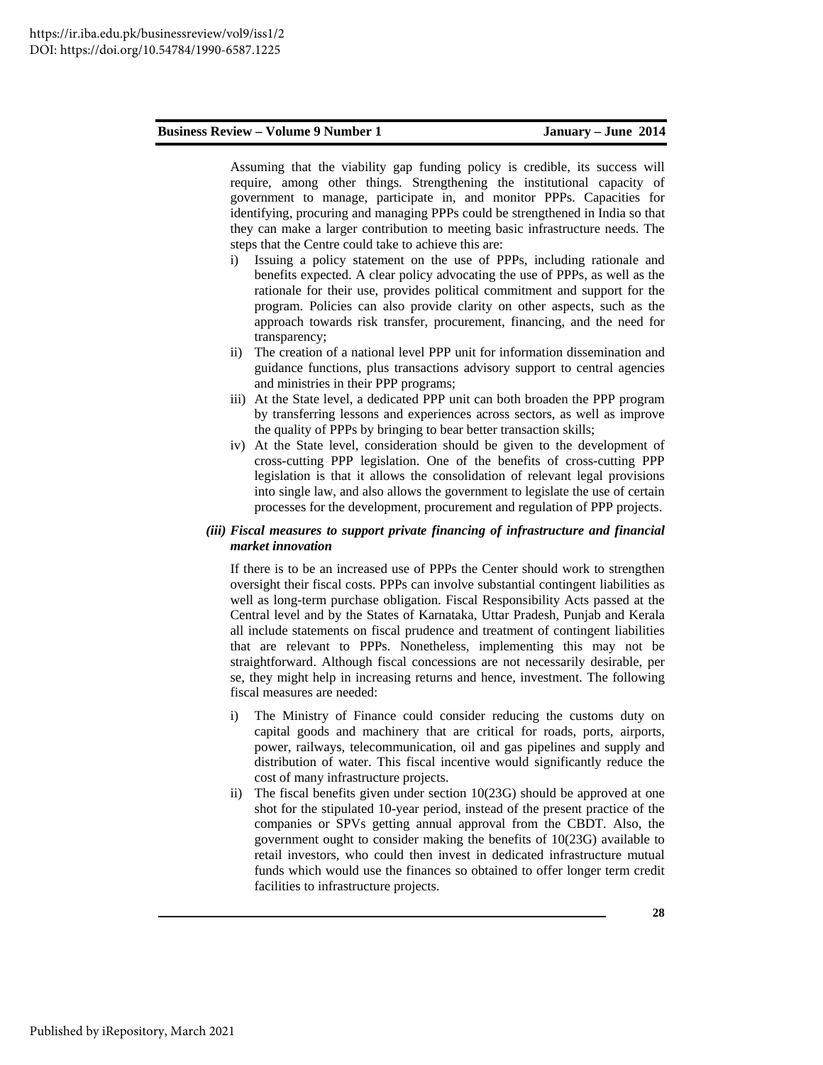Assuming that the viability gap funding policy is credible, its success will require, among other things. Strengthening the institutional capacity of government to manage, participate in, and monitor PPPs. Capacities for identifying, procuring and managing PPPs could be strengthened in India so that they can make a larger contribution to meeting basic infrastructure needs. The steps that the Centre could take to achieve this are:

i) Issuing a policy statement on the use of PPPs, including rationale and benefits expected. A clear policy advocating the use of PPPs, as well as the rationale for their use, provides political commitment and support for the program. Policies can also provide clarity on other aspects, such as the approach towards risk transfer, procurement, financing, and the need for transparency;
ii) The creation of a national level PPP unit for information dissemination and guidance functions, plus transactions advisory support to central agencies and ministries in their PPP programs;
iii) At the State level, a dedicated PPP unit can both broaden the PPP program by transferring lessons and experiences across sectors, as well as improve the quality of PPPs by bringing to bear better transaction skills;
iv) At the State level, consideration should be given to the development of cross-cutting PPP legislation. One of the benefits of cross-cutting PPP legislation is that it allows the consolidation of relevant legal provisions into single law, and also allows the government to legislate the use of certain processes for the development, procurement and regulation of PPP projects.

***(iii) Fiscal measures to support private financing of infrastructure and financial market innovation***

If there is to be an increased use of PPPs the Center should work to strengthen oversight their fiscal costs. PPPs can involve substantial contingent liabilities as well as long-term purchase obligation. Fiscal Responsibility Acts passed at the Central level and by the States of Karnataka, Uttar Pradesh, Punjab and Kerala all include statements on fiscal prudence and treatment of contingent liabilities that are relevant to PPPs. Nonetheless, implementing this may not be straightforward. Although fiscal concessions are not necessarily desirable, per se, they might help in increasing returns and hence, investment. The following fiscal measures are needed:

i) The Ministry of Finance could consider reducing the customs duty on capital goods and machinery that are critical for roads, ports, airports, power, railways, telecommunication, oil and gas pipelines and supply and distribution of water. This fiscal incentive would significantly reduce the cost of many infrastructure projects.
ii) The fiscal benefits given under section 10(23G) should be approved at one shot for the stipulated 10-year period, instead of the present practice of the companies or SPVs getting annual approval from the CBDT. Also, the government ought to consider making the benefits of 10(23G) available to retail investors, who could then invest in dedicated infrastructure mutual funds which would use the finances so obtained to offer longer term credit facilities to infrastructure projects.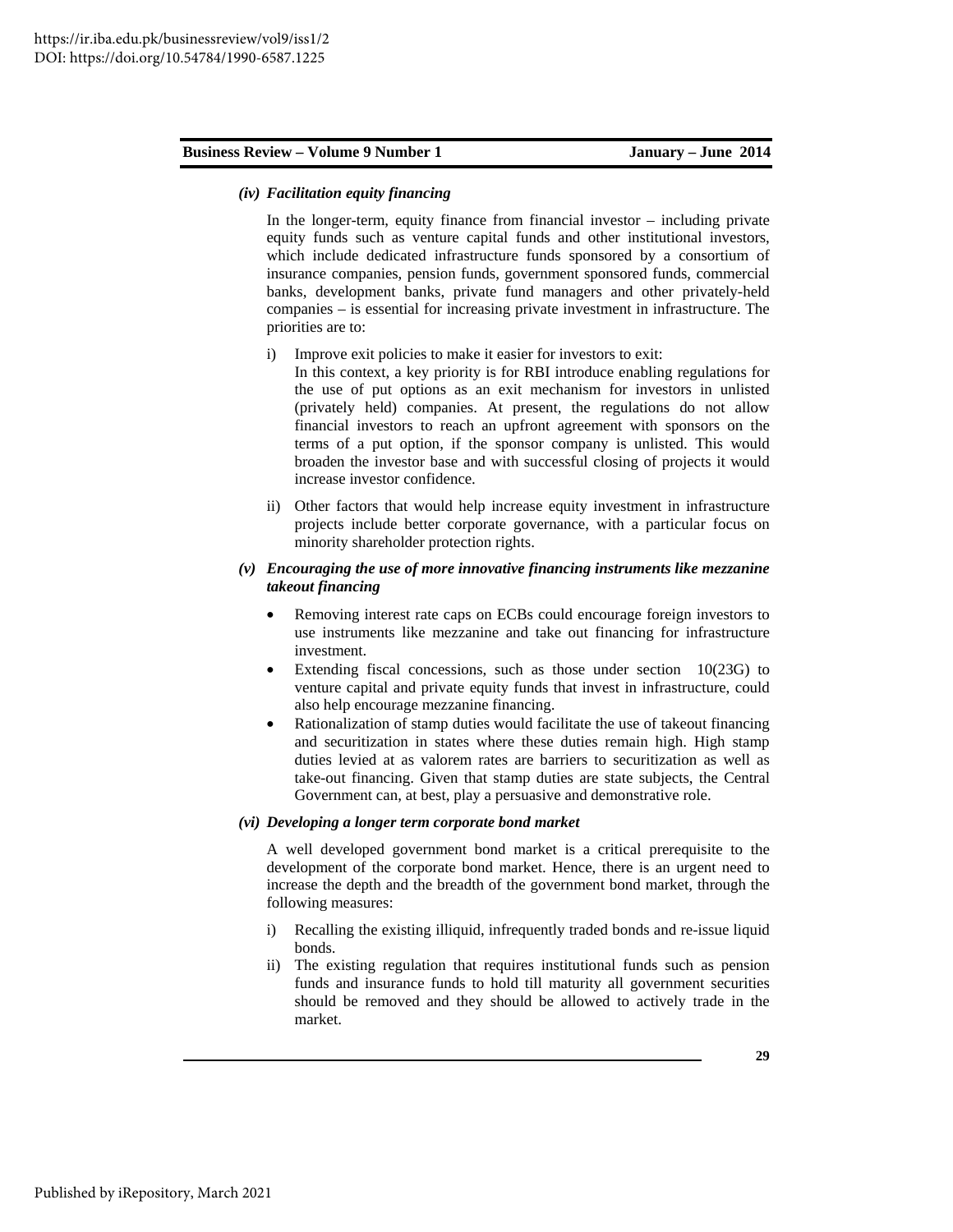***(iv) Facilitation equity financing***

In the longer-term, equity finance from financial investor – including private equity funds such as venture capital funds and other institutional investors, which include dedicated infrastructure funds sponsored by a consortium of insurance companies, pension funds, government sponsored funds, commercial banks, development banks, private fund managers and other privately-held companies – is essential for increasing private investment in infrastructure. The priorities are to:

i) Improve exit policies to make it easier for investors to exit:
In this context, a key priority is for RBI introduce enabling regulations for the use of put options as an exit mechanism for investors in unlisted (privately held) companies. At present, the regulations do not allow financial investors to reach an upfront agreement with sponsors on the terms of a put option, if the sponsor company is unlisted. This would broaden the investor base and with successful closing of projects it would increase investor confidence.

ii) Other factors that would help increase equity investment in infrastructure projects include better corporate governance, with a particular focus on minority shareholder protection rights.

***(v) Encouraging the use of more innovative financing instruments like mezzanine takeout financing***

- Removing interest rate caps on ECBs could encourage foreign investors to use instruments like mezzanine and take out financing for infrastructure investment.
- Extending fiscal concessions, such as those under section 10(23G) to venture capital and private equity funds that invest in infrastructure, could also help encourage mezzanine financing.
- Rationalization of stamp duties would facilitate the use of takeout financing and securitization in states where these duties remain high. High stamp duties levied at as valorem rates are barriers to securitization as well as take-out financing. Given that stamp duties are state subjects, the Central Government can, at best, play a persuasive and demonstrative role.

***(vi) Developing a longer term corporate bond market***

A well developed government bond market is a critical prerequisite to the development of the corporate bond market. Hence, there is an urgent need to increase the depth and the breadth of the government bond market, through the following measures:

i) Recalling the existing illiquid, infrequently traded bonds and re-issue liquid bonds.

ii) The existing regulation that requires institutional funds such as pension funds and insurance funds to hold till maturity all government securities should be removed and they should be allowed to actively trade in the market.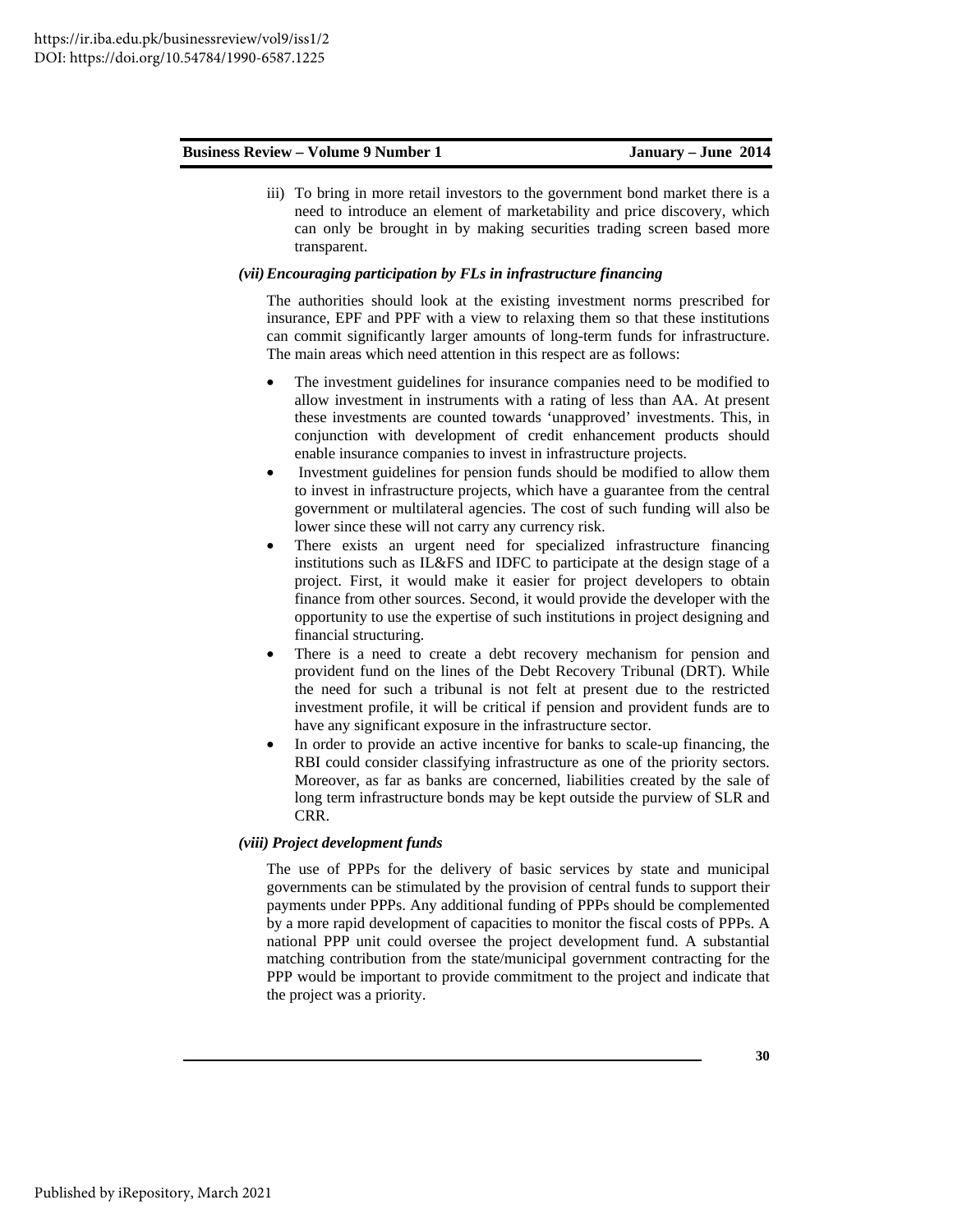iii) To bring in more retail investors to the government bond market there is a need to introduce an element of marketability and price discovery, which can only be brought in by making securities trading screen based more transparent.

***(vii) Encouraging participation by FLs in infrastructure financing***

The authorities should look at the existing investment norms prescribed for insurance, EPF and PPF with a view to relaxing them so that these institutions can commit significantly larger amounts of long-term funds for infrastructure. The main areas which need attention in this respect are as follows:

- The investment guidelines for insurance companies need to be modified to allow investment in instruments with a rating of less than AA. At present these investments are counted towards 'unapproved' investments. This, in conjunction with development of credit enhancement products should enable insurance companies to invest in infrastructure projects.
- Investment guidelines for pension funds should be modified to allow them to invest in infrastructure projects, which have a guarantee from the central government or multilateral agencies. The cost of such funding will also be lower since these will not carry any currency risk.
- There exists an urgent need for specialized infrastructure financing institutions such as IL&FS and IDFC to participate at the design stage of a project. First, it would make it easier for project developers to obtain finance from other sources. Second, it would provide the developer with the opportunity to use the expertise of such institutions in project designing and financial structuring.
- There is a need to create a debt recovery mechanism for pension and provident fund on the lines of the Debt Recovery Tribunal (DRT). While the need for such a tribunal is not felt at present due to the restricted investment profile, it will be critical if pension and provident funds are to have any significant exposure in the infrastructure sector.
- In order to provide an active incentive for banks to scale-up financing, the RBI could consider classifying infrastructure as one of the priority sectors. Moreover, as far as banks are concerned, liabilities created by the sale of long term infrastructure bonds may be kept outside the purview of SLR and CRR.

***(viii) Project development funds***

The use of PPPs for the delivery of basic services by state and municipal governments can be stimulated by the provision of central funds to support their payments under PPPs. Any additional funding of PPPs should be complemented by a more rapid development of capacities to monitor the fiscal costs of PPPs. A national PPP unit could oversee the project development fund. A substantial matching contribution from the state/municipal government contracting for the PPP would be important to provide commitment to the project and indicate that the project was a priority.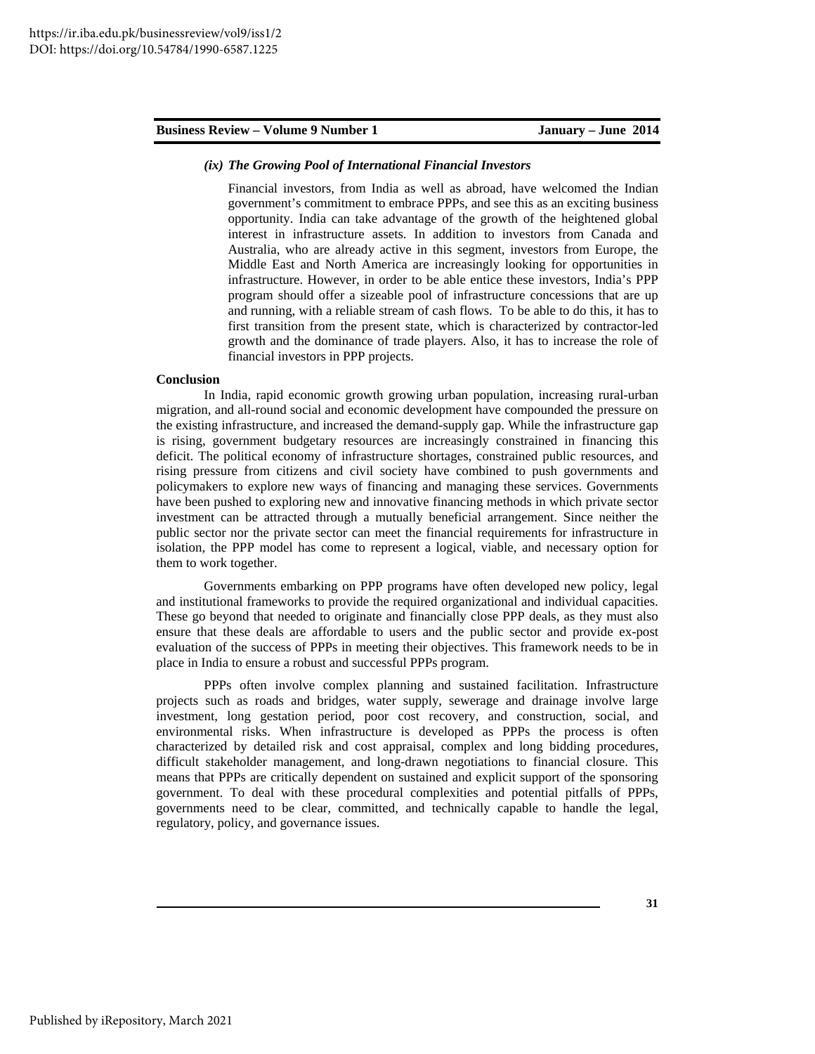*(ix) The Growing Pool of International Financial Investors*

Financial investors, from India as well as abroad, have welcomed the Indian government's commitment to embrace PPPs, and see this as an exciting business opportunity. India can take advantage of the growth of the heightened global interest in infrastructure assets. In addition to investors from Canada and Australia, who are already active in this segment, investors from Europe, the Middle East and North America are increasingly looking for opportunities in infrastructure. However, in order to be able entice these investors, India's PPP program should offer a sizeable pool of infrastructure concessions that are up and running, with a reliable stream of cash flows. To be able to do this, it has to first transition from the present state, which is characterized by contractor-led growth and the dominance of trade players. Also, it has to increase the role of financial investors in PPP projects.

**Conclusion**

In India, rapid economic growth growing urban population, increasing rural-urban migration, and all-round social and economic development have compounded the pressure on the existing infrastructure, and increased the demand-supply gap. While the infrastructure gap is rising, government budgetary resources are increasingly constrained in financing this deficit. The political economy of infrastructure shortages, constrained public resources, and rising pressure from citizens and civil society have combined to push governments and policymakers to explore new ways of financing and managing these services. Governments have been pushed to exploring new and innovative financing methods in which private sector investment can be attracted through a mutually beneficial arrangement. Since neither the public sector nor the private sector can meet the financial requirements for infrastructure in isolation, the PPP model has come to represent a logical, viable, and necessary option for them to work together.

Governments embarking on PPP programs have often developed new policy, legal and institutional frameworks to provide the required organizational and individual capacities. These go beyond that needed to originate and financially close PPP deals, as they must also ensure that these deals are affordable to users and the public sector and provide ex-post evaluation of the success of PPPs in meeting their objectives. This framework needs to be in place in India to ensure a robust and successful PPPs program.

PPPs often involve complex planning and sustained facilitation. Infrastructure projects such as roads and bridges, water supply, sewerage and drainage involve large investment, long gestation period, poor cost recovery, and construction, social, and environmental risks. When infrastructure is developed as PPPs the process is often characterized by detailed risk and cost appraisal, complex and long bidding procedures, difficult stakeholder management, and long-drawn negotiations to financial closure. This means that PPPs are critically dependent on sustained and explicit support of the sponsoring government. To deal with these procedural complexities and potential pitfalls of PPPs, governments need to be clear, committed, and technically capable to handle the legal, regulatory, policy, and governance issues.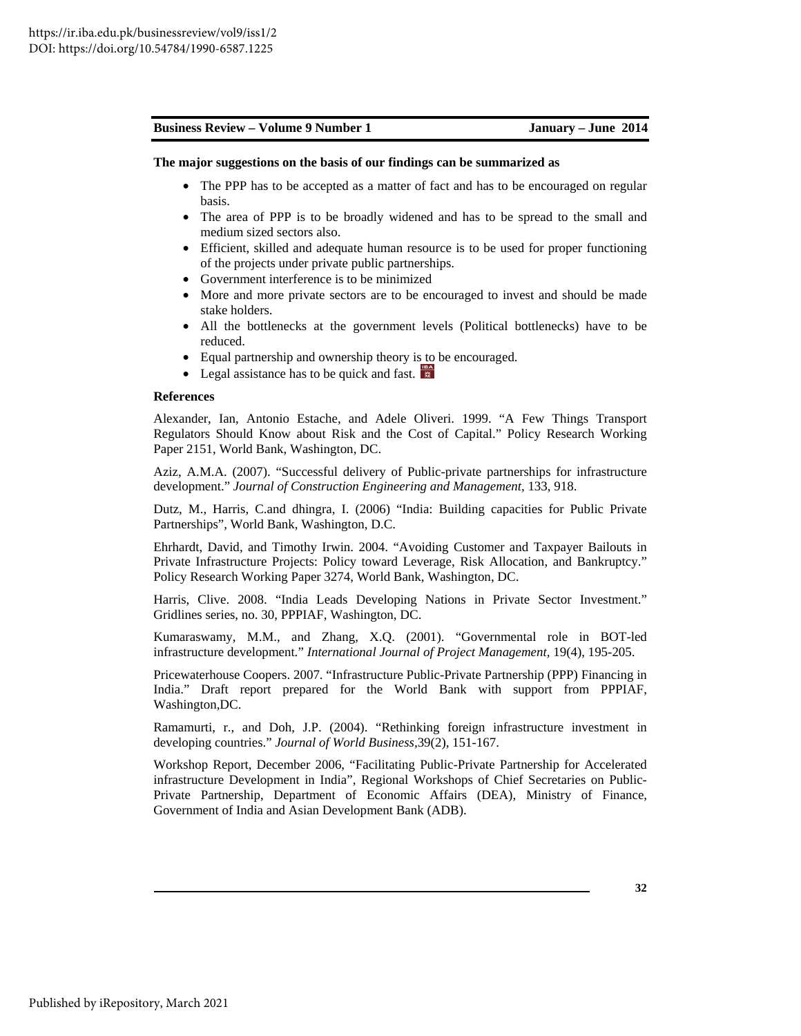**The major suggestions on the basis of our findings can be summarized as**

- The PPP has to be accepted as a matter of fact and has to be encouraged on regular basis.
- The area of PPP is to be broadly widened and has to be spread to the small and medium sized sectors also.
- Efficient, skilled and adequate human resource is to be used for proper functioning of the projects under private public partnerships.
- Government interference is to be minimized
- More and more private sectors are to be encouraged to invest and should be made stake holders.
- All the bottlenecks at the government levels (Political bottlenecks) have to be reduced.
- Equal partnership and ownership theory is to be encouraged.
- Legal assistance has to be quick and fast.

**References**

Alexander, Ian, Antonio Estache, and Adele Oliveri. 1999. "A Few Things Transport Regulators Should Know about Risk and the Cost of Capital." Policy Research Working Paper 2151, World Bank, Washington, DC.

Aziz, A.M.A. (2007). "Successful delivery of Public-private partnerships for infrastructure development." *Journal of Construction Engineering and Management,* 133, 918.

Dutz, M., Harris, C.and dhingra, I. (2006) "India: Building capacities for Public Private Partnerships", World Bank, Washington, D.C.

Ehrhardt, David, and Timothy Irwin. 2004. "Avoiding Customer and Taxpayer Bailouts in Private Infrastructure Projects: Policy toward Leverage, Risk Allocation, and Bankruptcy." Policy Research Working Paper 3274, World Bank, Washington, DC.

Harris, Clive. 2008. "India Leads Developing Nations in Private Sector Investment." Gridlines series, no. 30, PPPIAF, Washington, DC.

Kumaraswamy, M.M., and Zhang, X.Q. (2001). "Governmental role in BOT-led infrastructure development." *International Journal of Project Management,* 19(4), 195-205.

Pricewaterhouse Coopers. 2007. "Infrastructure Public-Private Partnership (PPP) Financing in India." Draft report prepared for the World Bank with support from PPPIAF, Washington,DC.

Ramamurti, r., and Doh, J.P. (2004). "Rethinking foreign infrastructure investment in developing countries." *Journal of World Business,*39(2), 151-167.

Workshop Report, December 2006, "Facilitating Public-Private Partnership for Accelerated infrastructure Development in India", Regional Workshops of Chief Secretaries on Public-Private Partnership, Department of Economic Affairs (DEA), Ministry of Finance, Government of India and Asian Development Bank (ADB).